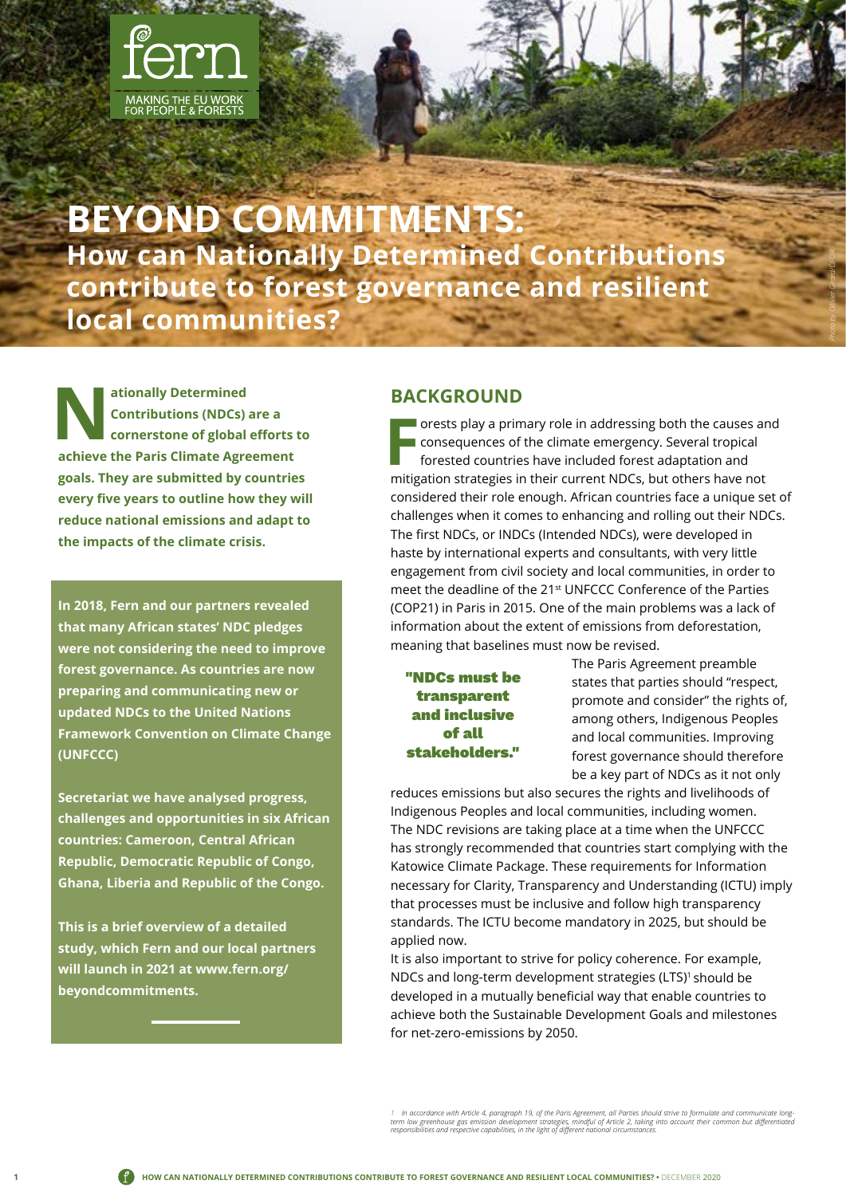fern

MAKING THE EU WORK FOR PEOPLE & FORESTS

# BEYOND COMMITMENTS:

## How can Nationally Determined Contributions contribute to forest governance and resilient local communities?

Photo by Ollivier Girard/CIFOR

**Nationally Determined Contributions (NDCs) are a cornerstone of global efforts to achieve the Paris Climate Agreement goals. They are submitted by countries every five years to outline how they will reduce national emissions and adapt to the impacts of the climate crisis.**

**In 2018, Fern and our partners revealed that many African states' NDC pledges were not considering the need to improve forest governance. As countries are now preparing and communicating new or updated NDCs to the United Nations Framework Convention on Climate Change (UNFCCC)**

**Secretariat we have analysed progress, challenges and opportunities in six African countries: Cameroon, Central African Republic, Democratic Republic of Congo, Ghana, Liberia and Republic of the Congo.**

**This is a brief overview of a detailed study, which Fern and our local partners will launch in 2021 at www.fern.org/beyondcommitments.**

## BACKGROUND

Forests play a primary role in addressing both the causes and consequences of the climate emergency. Several tropical forested countries have included forest adaptation and mitigation strategies in their current NDCs, but others have not considered their role enough. African countries face a unique set of challenges when it comes to enhancing and rolling out their NDCs. The first NDCs, or INDCs (Intended NDCs), were developed in haste by international experts and consultants, with very little engagement from civil society and local communities, in order to meet the deadline of the 21st UNFCCC Conference of the Parties (COP21) in Paris in 2015. One of the main problems was a lack of information about the extent of emissions from deforestation, meaning that baselines must now be revised.

**"NDCs must be transparent and inclusive of all stakeholders."**

The Paris Agreement preamble states that parties should "respect, promote and consider" the rights of, among others, Indigenous Peoples and local communities. Improving forest governance should therefore be a key part of NDCs as it not only reduces emissions but also secures the rights and livelihoods of Indigenous Peoples and local communities, including women.

The NDC revisions are taking place at a time when the UNFCCC has strongly recommended that countries start complying with the Katowice Climate Package. These requirements for Information necessary for Clarity, Transparency and Understanding (ICTU) imply that processes must be inclusive and follow high transparency standards. The ICTU become mandatory in 2025, but should be applied now.

It is also important to strive for policy coherence. For example, NDCs and long-term development strategies (LTS)[1] should be developed in a mutually beneficial way that enable countries to achieve both the Sustainable Development Goals and milestones for net-zero-emissions by 2050.

*1 In accordance with Article 4, paragraph 19, of the Paris Agreement, all Parties should strive to formulate and communicate long-term low greenhouse gas emission development strategies, mindful of Article 2, taking into account their common but differentiated responsibilities and respective capabilities, in the light of different national circumstances.*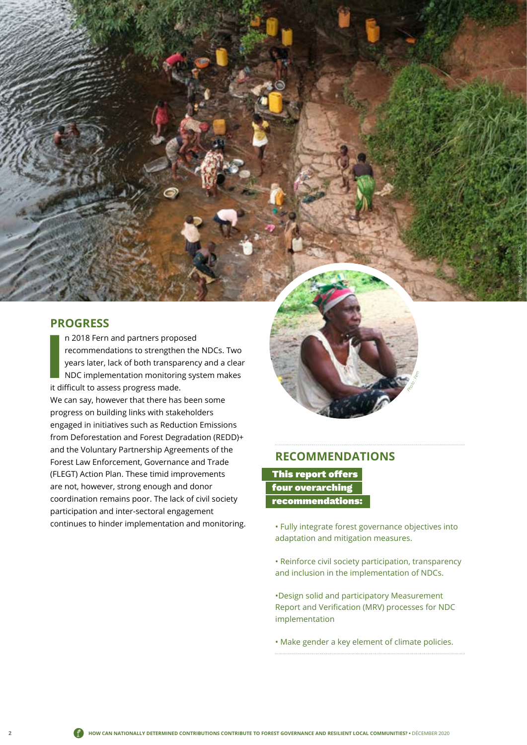## PROGRESS

In 2018 Fern and partners proposed recommendations to strengthen the NDCs. Two years later, lack of both transparency and a clear NDC implementation monitoring system makes it difficult to assess progress made.

We can say, however that there has been some progress on building links with stakeholders engaged in initiatives such as Reduction Emissions from Deforestation and Forest Degradation (REDD)+ and the Voluntary Partnership Agreements of the Forest Law Enforcement, Governance and Trade (FLEGT) Action Plan. These timid improvements are not, however, strong enough and donor coordination remains poor. The lack of civil society participation and inter-sectoral engagement continues to hinder implementation and monitoring.

## RECOMMENDATIONS

**This report offers four overarching recommendations:**

- Fully integrate forest governance objectives into adaptation and mitigation measures.
- Reinforce civil society participation, transparency and inclusion in the implementation of NDCs.
- Design solid and participatory Measurement Report and Verification (MRV) processes for NDC implementation
- Make gender a key element of climate policies.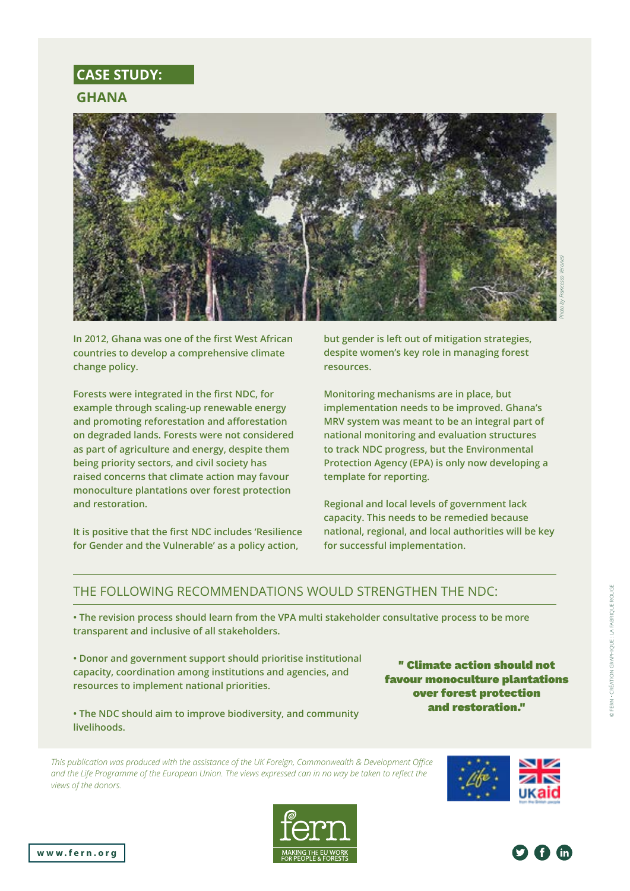# CASE STUDY:

## GHANA

*Photo by Francesco Veronesi*

**In 2012, Ghana was one of the first West African countries to develop a comprehensive climate change policy.**

**Forests were integrated in the first NDC, for example through scaling-up renewable energy and promoting reforestation and afforestation on degraded lands. Forests were not considered as part of agriculture and energy, despite them being priority sectors, and civil society has raised concerns that climate action may favour monoculture plantations over forest protection and restoration.**

**It is positive that the first NDC includes 'Resilience for Gender and the Vulnerable' as a policy action, but gender is left out of mitigation strategies, despite women's key role in managing forest resources.**

**Monitoring mechanisms are in place, but implementation needs to be improved. Ghana's MRV system was meant to be an integral part of national monitoring and evaluation structures to track NDC progress, but the Environmental Protection Agency (EPA) is only now developing a template for reporting.**

**Regional and local levels of government lack capacity. This needs to be remedied because national, regional, and local authorities will be key for successful implementation.**

## THE FOLLOWING RECOMMENDATIONS WOULD STRENGTHEN THE NDC:

- **The revision process should learn from the VPA multi stakeholder consultative process to be more transparent and inclusive of all stakeholders.**
- **Donor and government support should prioritise institutional capacity, coordination among institutions and agencies, and resources to implement national priorities.**
- **The NDC should aim to improve biodiversity, and community livelihoods.**

**" Climate action should not favour monoculture plantations over forest protection and restoration."**

*This publication was produced with the assistance of the UK Foreign, Commonwealth & Development Office and the Life Programme of the European Union. The views expressed can in no way be taken to reflect the views of the donors.*

fern
MAKING THE EU WORK FOR PEOPLE & FORESTS

www.fern.org

© FERN • CRÉATION GRAPHIQUE : LA FABRIQUE ROUGE